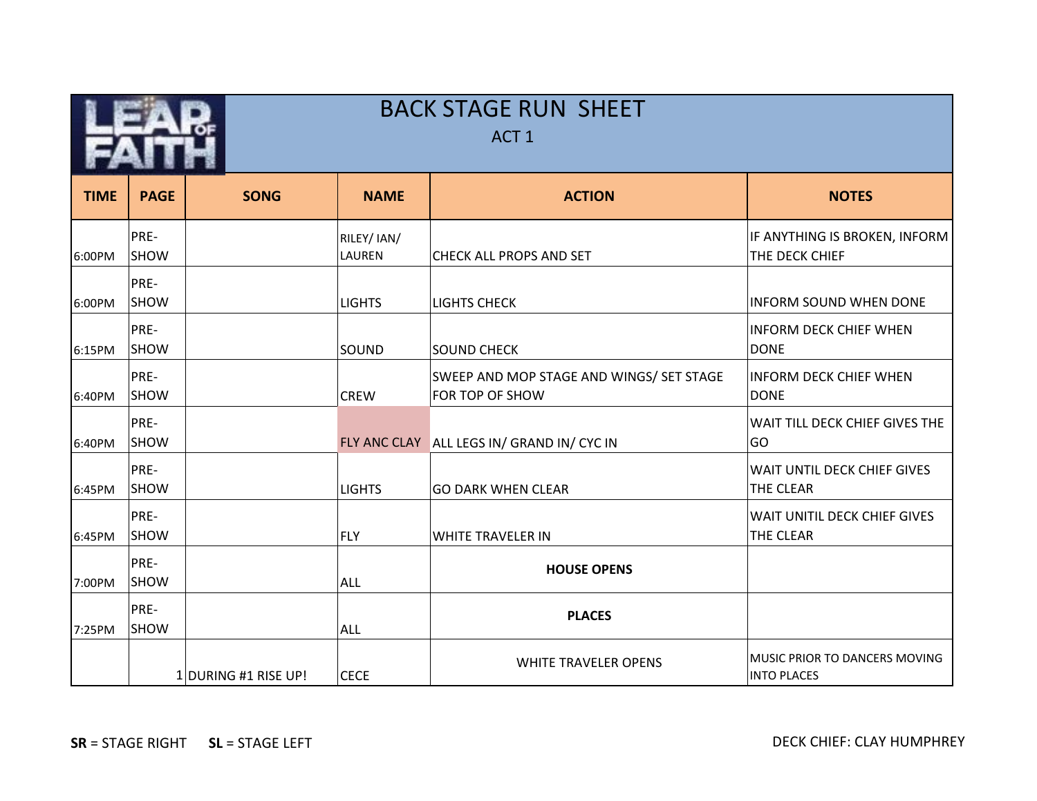# BACK STAGE RUN SHEET

ACT 1

| TIME | PAGE | SONG | NAME | ACTION | NOTES |
|---|---|---|---|---|---|
| 6:00PM | PRE-SHOW | | RILEY/ IAN/ LAUREN | CHECK ALL PROPS AND SET | IF ANYTHING IS BROKEN, INFORM THE DECK CHIEF |
| 6:00PM | PRE-SHOW | | LIGHTS | LIGHTS CHECK | INFORM SOUND WHEN DONE |
| 6:15PM | PRE-SHOW | | SOUND | SOUND CHECK | INFORM DECK CHIEF WHEN DONE |
| 6:40PM | PRE-SHOW | | CREW | SWEEP AND MOP STAGE AND WINGS/ SET STAGE FOR TOP OF SHOW | INFORM DECK CHIEF WHEN DONE |
| 6:40PM | PRE-SHOW | | FLY ANC CLAY | ALL LEGS IN/ GRAND IN/ CYC IN | WAIT TILL DECK CHIEF GIVES THE GO |
| 6:45PM | PRE-SHOW | | LIGHTS | GO DARK WHEN CLEAR | WAIT UNTIL DECK CHIEF GIVES THE CLEAR |
| 6:45PM | PRE-SHOW | | FLY | WHITE TRAVELER IN | WAIT UNITIL DECK CHIEF GIVES THE CLEAR |
| 7:00PM | PRE-SHOW | | ALL | **HOUSE OPENS** | |
| 7:25PM | PRE-SHOW | | ALL | **PLACES** | |
| | 1 | DURING #1 RISE UP! | CECE | WHITE TRAVELER OPENS | MUSIC PRIOR TO DANCERS MOVING INTO PLACES |

**SR** = STAGE RIGHT **SL** = STAGE LEFT

DECK CHIEF: CLAY HUMPHREY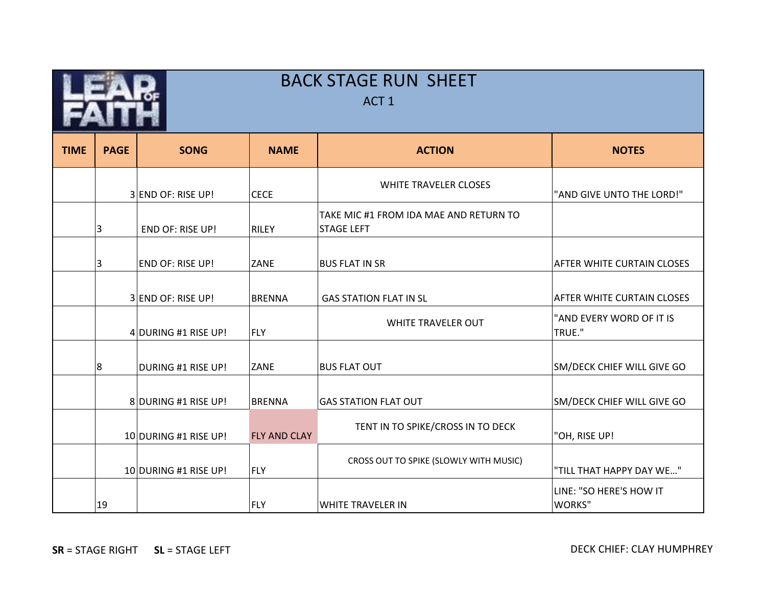# BACK STAGE RUN SHEET

ACT 1

| TIME | PAGE | SONG | NAME | ACTION | NOTES |
|---|---|---|---|---|---|
| | 3 | END OF: RISE UP! | CECE | WHITE TRAVELER CLOSES | "AND GIVE UNTO THE LORD!" |
| | 3 | END OF: RISE UP! | RILEY | TAKE MIC #1 FROM IDA MAE AND RETURN TO STAGE LEFT | |
| | 3 | END OF: RISE UP! | ZANE | BUS FLAT IN SR | AFTER WHITE CURTAIN CLOSES |
| | 3 | END OF: RISE UP! | BRENNA | GAS STATION FLAT IN SL | AFTER WHITE CURTAIN CLOSES |
| | 4 | DURING #1 RISE UP! | FLY | WHITE TRAVELER OUT | "AND EVERY WORD OF IT IS TRUE." |
| | 8 | DURING #1 RISE UP! | ZANE | BUS FLAT OUT | SM/DECK CHIEF WILL GIVE GO |
| | 8 | DURING #1 RISE UP! | BRENNA | GAS STATION FLAT OUT | SM/DECK CHIEF WILL GIVE GO |
| | 10 | DURING #1 RISE UP! | FLY AND CLAY | TENT IN TO SPIKE/CROSS IN TO DECK | "OH, RISE UP! |
| | 10 | DURING #1 RISE UP! | FLY | CROSS OUT TO SPIKE (SLOWLY WITH MUSIC) | "TILL THAT HAPPY DAY WE..." |
| | 19 | | FLY | WHITE TRAVELER IN | LINE: "SO HERE'S HOW IT WORKS" |

**SR** = STAGE RIGHT **SL** = STAGE LEFT

DECK CHIEF: CLAY HUMPHREY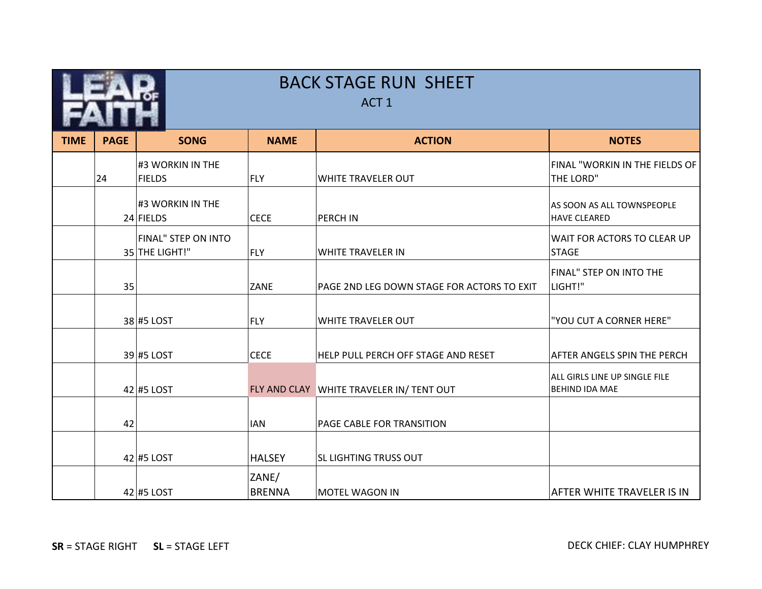# BACK STAGE RUN SHEET

## ACT 1

| TIME | PAGE | SONG | NAME | ACTION | NOTES |
|---|---|---|---|---|---|
| | 24 | #3 WORKIN IN THE FIELDS | FLY | WHITE TRAVELER OUT | FINAL "WORKIN IN THE FIELDS OF THE LORD" |
| | 24 | #3 WORKIN IN THE FIELDS | CECE | PERCH IN | AS SOON AS ALL TOWNSPEOPLE HAVE CLEARED |
| | 35 | FINAL" STEP ON INTO THE LIGHT!" | FLY | WHITE TRAVELER IN | WAIT FOR ACTORS TO CLEAR UP STAGE |
| | 35 | | ZANE | PAGE 2ND LEG DOWN STAGE FOR ACTORS TO EXIT | FINAL" STEP ON INTO THE LIGHT!" |
| | 38 | #5 LOST | FLY | WHITE TRAVELER OUT | "YOU CUT A CORNER HERE" |
| | 39 | #5 LOST | CECE | HELP PULL PERCH OFF STAGE AND RESET | AFTER ANGELS SPIN THE PERCH |
| | 42 | #5 LOST | FLY AND CLAY | WHITE TRAVELER IN/ TENT OUT | ALL GIRLS LINE UP SINGLE FILE BEHIND IDA MAE |
| | 42 | | IAN | PAGE CABLE FOR TRANSITION | |
| | 42 | #5 LOST | HALSEY | SL LIGHTING TRUSS OUT | |
| | 42 | #5 LOST | ZANE/ BRENNA | MOTEL WAGON IN | AFTER WHITE TRAVELER IS IN |

**SR** = STAGE RIGHT **SL** = STAGE LEFT

DECK CHIEF: CLAY HUMPHREY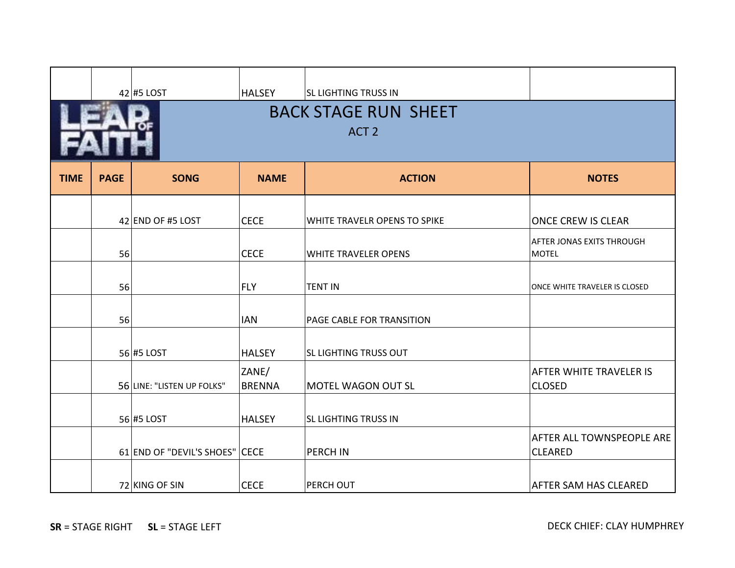| | 42 | #5 LOST | HALSEY | SL LIGHTING TRUSS IN | |
|---|---|---|---|---|---|

# BACK STAGE RUN SHEET

ACT 2

| TIME | PAGE | SONG | NAME | ACTION | NOTES |
|---|---|---|---|---|---|
| | 42 | END OF #5 LOST | CECE | WHITE TRAVELR OPENS TO SPIKE | ONCE CREW IS CLEAR |
| | 56 | | CECE | WHITE TRAVELER OPENS | AFTER JONAS EXITS THROUGH MOTEL |
| | 56 | | FLY | TENT IN | ONCE WHITE TRAVELER IS CLOSED |
| | 56 | | IAN | PAGE CABLE FOR TRANSITION | |
| | 56 | #5 LOST | HALSEY | SL LIGHTING TRUSS OUT | |
| | 56 | LINE: "LISTEN UP FOLKS" | ZANE/ BRENNA | MOTEL WAGON OUT SL | AFTER WHITE TRAVELER IS CLOSED |
| | 56 | #5 LOST | HALSEY | SL LIGHTING TRUSS IN | |
| | 61 | END OF "DEVIL'S SHOES" | CECE | PERCH IN | AFTER ALL TOWNSPEOPLE ARE CLEARED |
| | 72 | KING OF SIN | CECE | PERCH OUT | AFTER SAM HAS CLEARED |

**SR** = STAGE RIGHT **SL** = STAGE LEFT

DECK CHIEF: CLAY HUMPHREY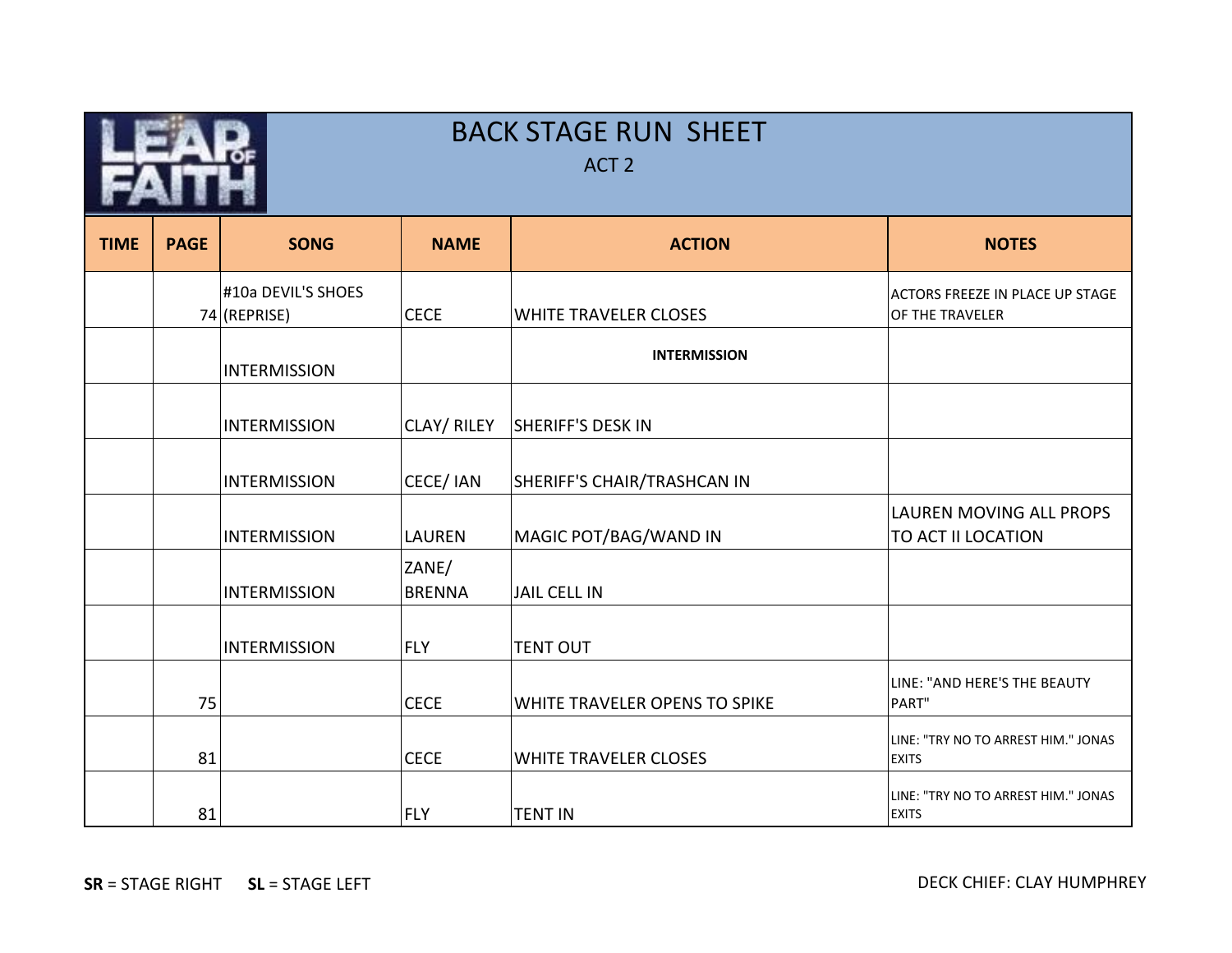# BACK STAGE RUN SHEET

## ACT 2

| TIME | PAGE | SONG | NAME | ACTION | NOTES |
|---|---|---|---|---|---|
| | 74 | #10a DEVIL'S SHOES (REPRISE) | CECE | WHITE TRAVELER CLOSES | ACTORS FREEZE IN PLACE UP STAGE OF THE TRAVELER |
| | | INTERMISSION | | **INTERMISSION** | |
| | | INTERMISSION | CLAY/ RILEY | SHERIFF'S DESK IN | |
| | | INTERMISSION | CECE/ IAN | SHERIFF'S CHAIR/TRASHCAN IN | |
| | | INTERMISSION | LAUREN | MAGIC POT/BAG/WAND IN | LAUREN MOVING ALL PROPS TO ACT II LOCATION |
| | | INTERMISSION | ZANE/ BRENNA | JAIL CELL IN | |
| | | INTERMISSION | FLY | TENT OUT | |
| | 75 | | CECE | WHITE TRAVELER OPENS TO SPIKE | LINE: "AND HERE'S THE BEAUTY PART" |
| | 81 | | CECE | WHITE TRAVELER CLOSES | LINE: "TRY NO TO ARREST HIM." JONAS EXITS |
| | 81 | | FLY | TENT IN | LINE: "TRY NO TO ARREST HIM." JONAS EXITS |

**SR** = STAGE RIGHT **SL** = STAGE LEFT

DECK CHIEF: CLAY HUMPHREY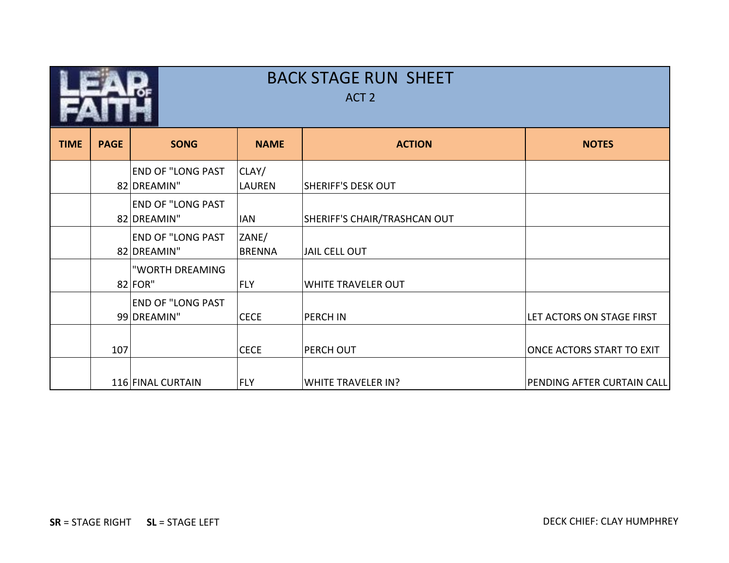# BACK STAGE RUN SHEET

## ACT 2

| TIME | PAGE | SONG | NAME | ACTION | NOTES |
|---|---|---|---|---|---|
| | 82 | END OF "LONG PAST DREAMIN" | CLAY/ LAUREN | SHERIFF'S DESK OUT | |
| | 82 | END OF "LONG PAST DREAMIN" | IAN | SHERIFF'S CHAIR/TRASHCAN OUT | |
| | 82 | END OF "LONG PAST DREAMIN" | ZANE/ BRENNA | JAIL CELL OUT | |
| | 82 | "WORTH DREAMING FOR" | FLY | WHITE TRAVELER OUT | |
| | 99 | END OF "LONG PAST DREAMIN" | CECE | PERCH IN | LET ACTORS ON STAGE FIRST |
| | 107 | | CECE | PERCH OUT | ONCE ACTORS START TO EXIT |
| | 116 | FINAL CURTAIN | FLY | WHITE TRAVELER IN? | PENDING AFTER CURTAIN CALL |

**SR** = STAGE RIGHT **SL** = STAGE LEFT

DECK CHIEF: CLAY HUMPHREY